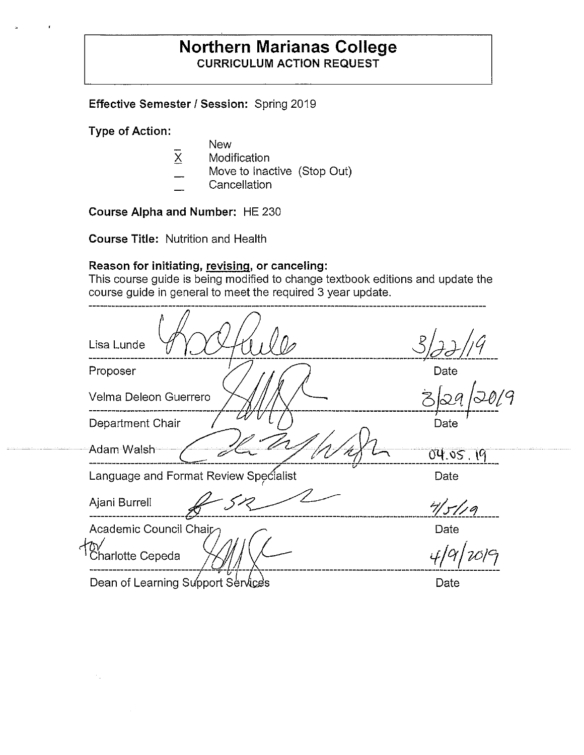# Northern Marianas College

## CURRICULUM ACTION REQUEST

**Effective Semester / Session:** Spring 2019

**Type of Action:**

- _ New
- X Modification
- _ Move to Inactive (Stop Out)
- _ Cancellation

**Course Alpha and Number:** HE 230

**Course Title:** Nutrition and Health

**Reason for initiating, revising, or canceling:**

This course guide is being modified to change textbook editions and update the course guide in general to meet the required 3 year update.

---

Lisa Lunde — 3/22/19

Proposer — Date

Velma Deleon Guerrero — 3/29/2019

Department Chair — Date

Adam Walsh — 04.05.19

Language and Format Review Specialist — Date

Ajani Burrell — 4/5/19

Academic Council Chair — Date

for Charlotte Cepeda — 4/9/2019

Dean of Learning Support Services — Date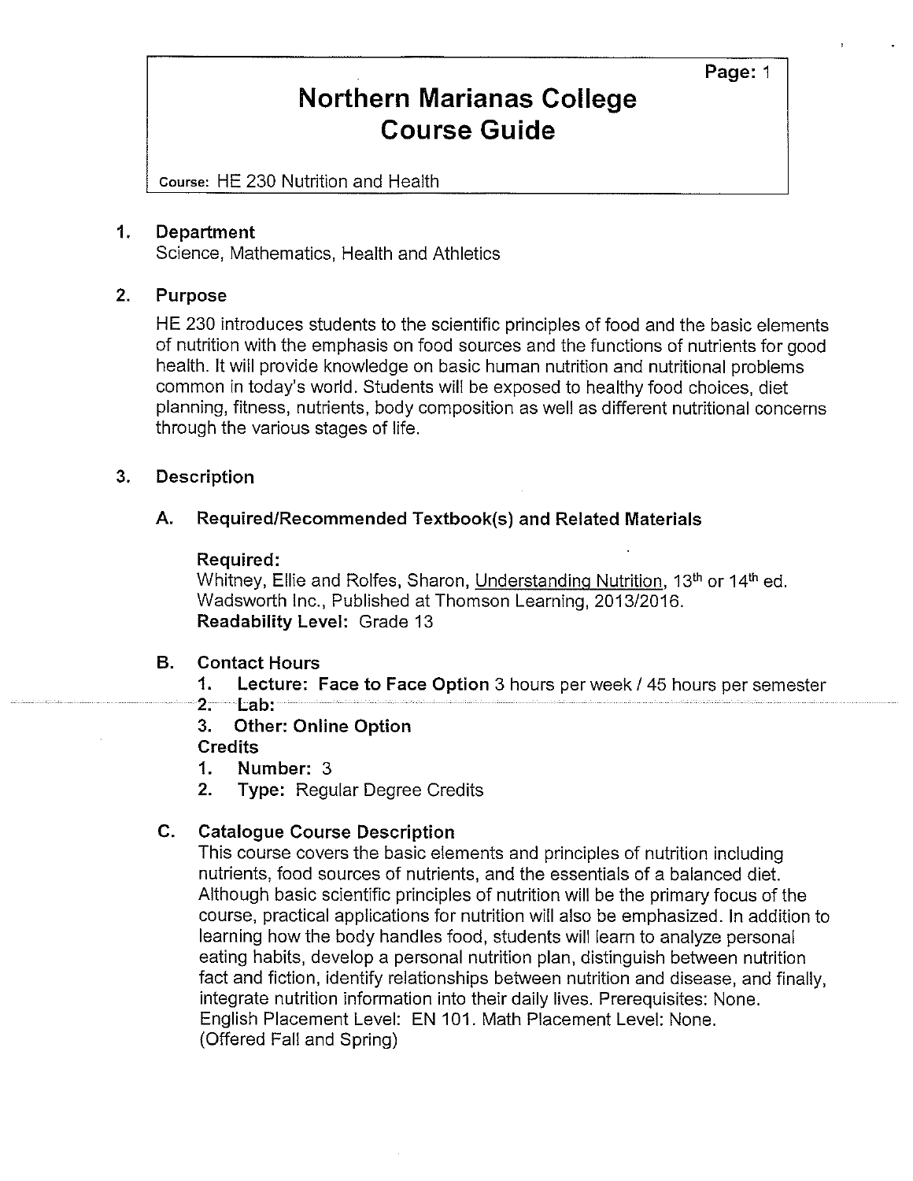# Northern Marianas College
# Course Guide

**Course:** HE 230 Nutrition and Health

## 1. Department

Science, Mathematics, Health and Athletics

## 2. Purpose

HE 230 introduces students to the scientific principles of food and the basic elements of nutrition with the emphasis on food sources and the functions of nutrients for good health. It will provide knowledge on basic human nutrition and nutritional problems common in today's world. Students will be exposed to healthy food choices, diet planning, fitness, nutrients, body composition as well as different nutritional concerns through the various stages of life.

## 3. Description

### A. Required/Recommended Textbook(s) and Related Materials

**Required:**

Whitney, Ellie and Rolfes, Sharon, Understanding Nutrition, 13th or 14th ed. Wadsworth Inc., Published at Thomson Learning, 2013/2016.

**Readability Level:** Grade 13

### B. Contact Hours

1. **Lecture: Face to Face Option** 3 hours per week / 45 hours per semester
2. **Lab:**
3. **Other: Online Option**

**Credits**

1. **Number:** 3
2. **Type:** Regular Degree Credits

### C. Catalogue Course Description

This course covers the basic elements and principles of nutrition including nutrients, food sources of nutrients, and the essentials of a balanced diet. Although basic scientific principles of nutrition will be the primary focus of the course, practical applications for nutrition will also be emphasized. In addition to learning how the body handles food, students will learn to analyze personal eating habits, develop a personal nutrition plan, distinguish between nutrition fact and fiction, identify relationships between nutrition and disease, and finally, integrate nutrition information into their daily lives. Prerequisites: None. English Placement Level: EN 101. Math Placement Level: None. (Offered Fall and Spring)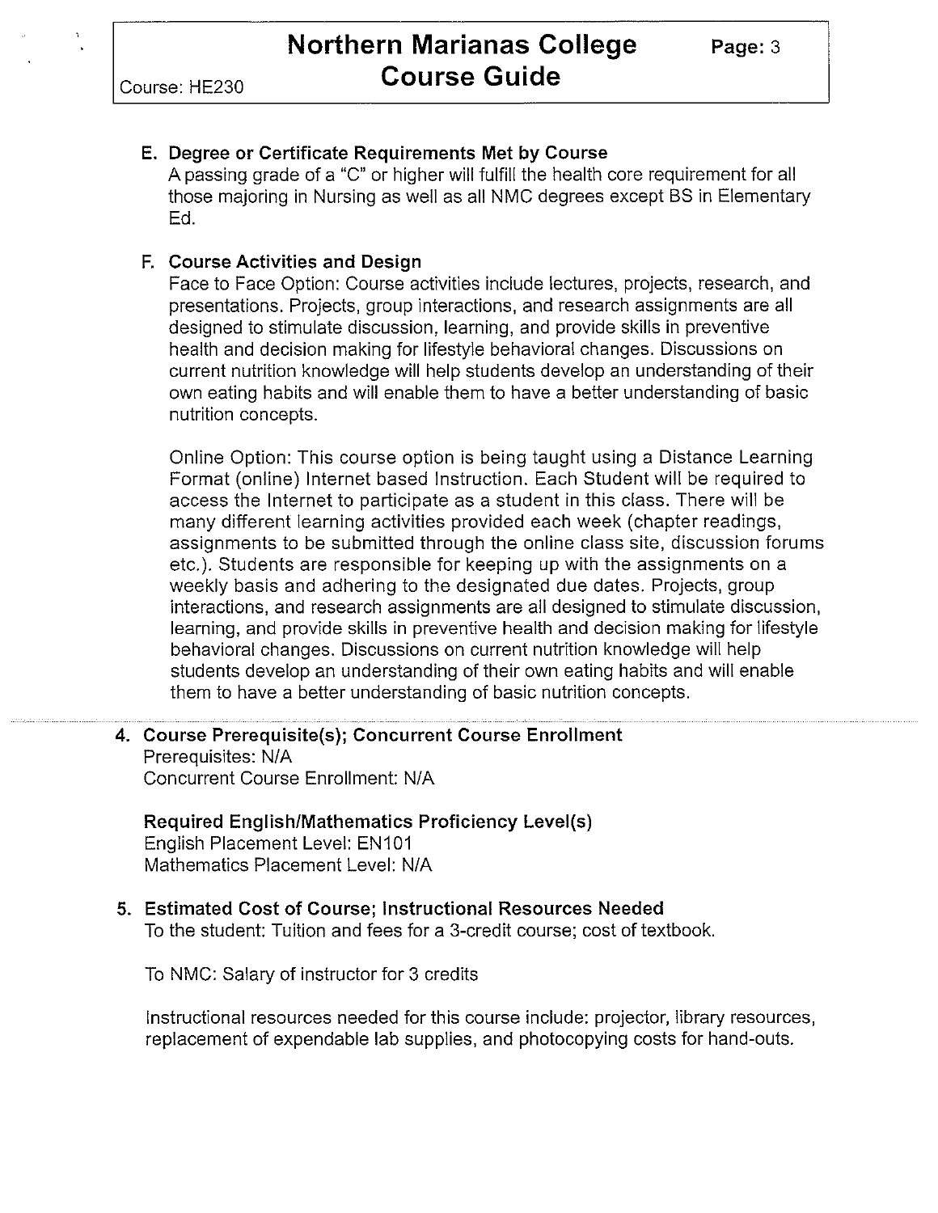**E. Degree or Certificate Requirements Met by Course**

A passing grade of a "C" or higher will fulfill the health core requirement for all those majoring in Nursing as well as all NMC degrees except BS in Elementary Ed.

**F. Course Activities and Design**

Face to Face Option: Course activities include lectures, projects, research, and presentations. Projects, group interactions, and research assignments are all designed to stimulate discussion, learning, and provide skills in preventive health and decision making for lifestyle behavioral changes. Discussions on current nutrition knowledge will help students develop an understanding of their own eating habits and will enable them to have a better understanding of basic nutrition concepts.

Online Option: This course option is being taught using a Distance Learning Format (online) Internet based Instruction. Each Student will be required to access the Internet to participate as a student in this class. There will be many different learning activities provided each week (chapter readings, assignments to be submitted through the online class site, discussion forums etc.). Students are responsible for keeping up with the assignments on a weekly basis and adhering to the designated due dates. Projects, group interactions, and research assignments are all designed to stimulate discussion, learning, and provide skills in preventive health and decision making for lifestyle behavioral changes. Discussions on current nutrition knowledge will help students develop an understanding of their own eating habits and will enable them to have a better understanding of basic nutrition concepts.

**4. Course Prerequisite(s); Concurrent Course Enrollment**

Prerequisites: N/A
Concurrent Course Enrollment: N/A

**Required English/Mathematics Proficiency Level(s)**

English Placement Level: EN101
Mathematics Placement Level: N/A

**5. Estimated Cost of Course; Instructional Resources Needed**

To the student: Tuition and fees for a 3-credit course; cost of textbook.

To NMC: Salary of instructor for 3 credits

Instructional resources needed for this course include: projector, library resources, replacement of expendable lab supplies, and photocopying costs for hand-outs.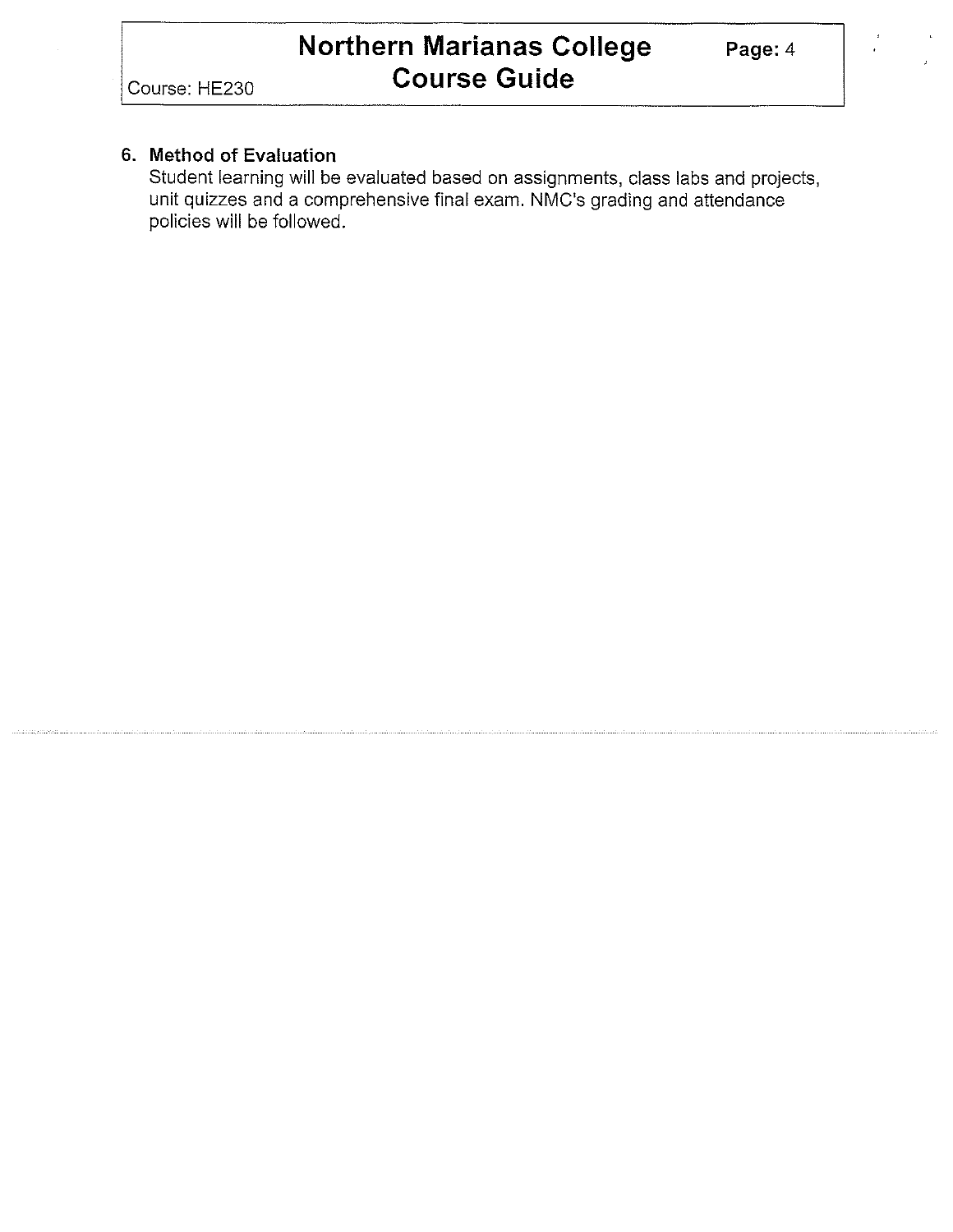**6. Method of Evaluation**

Student learning will be evaluated based on assignments, class labs and projects, unit quizzes and a comprehensive final exam. NMC's grading and attendance policies will be followed.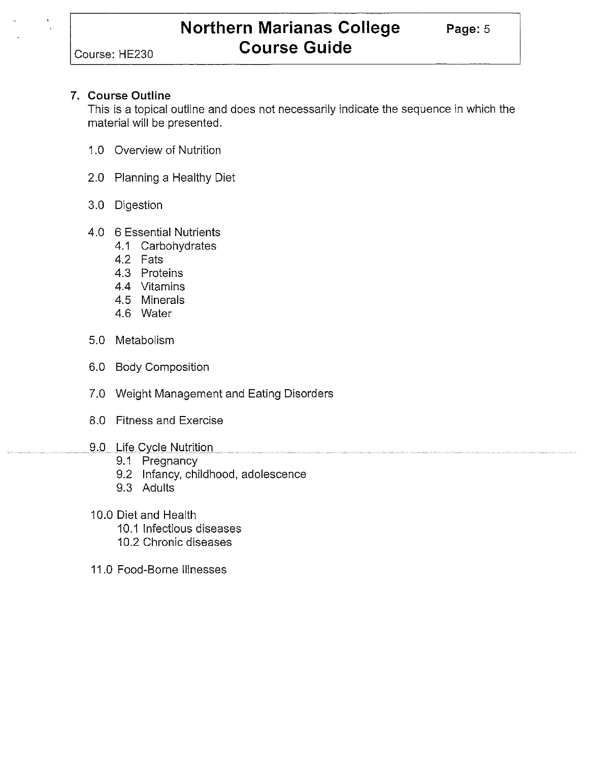## 7. Course Outline

This is a topical outline and does not necessarily indicate the sequence in which the material will be presented.

1.0 Overview of Nutrition

2.0 Planning a Healthy Diet

3.0 Digestion

4.0 6 Essential Nutrients
- 4.1 Carbohydrates
- 4.2 Fats
- 4.3 Proteins
- 4.4 Vitamins
- 4.5 Minerals
- 4.6 Water

5.0 Metabolism

6.0 Body Composition

7.0 Weight Management and Eating Disorders

8.0 Fitness and Exercise

9.0 Life Cycle Nutrition
- 9.1 Pregnancy
- 9.2 Infancy, childhood, adolescence
- 9.3 Adults

10.0 Diet and Health
- 10.1 Infectious diseases
- 10.2 Chronic diseases

11.0 Food-Borne Illnesses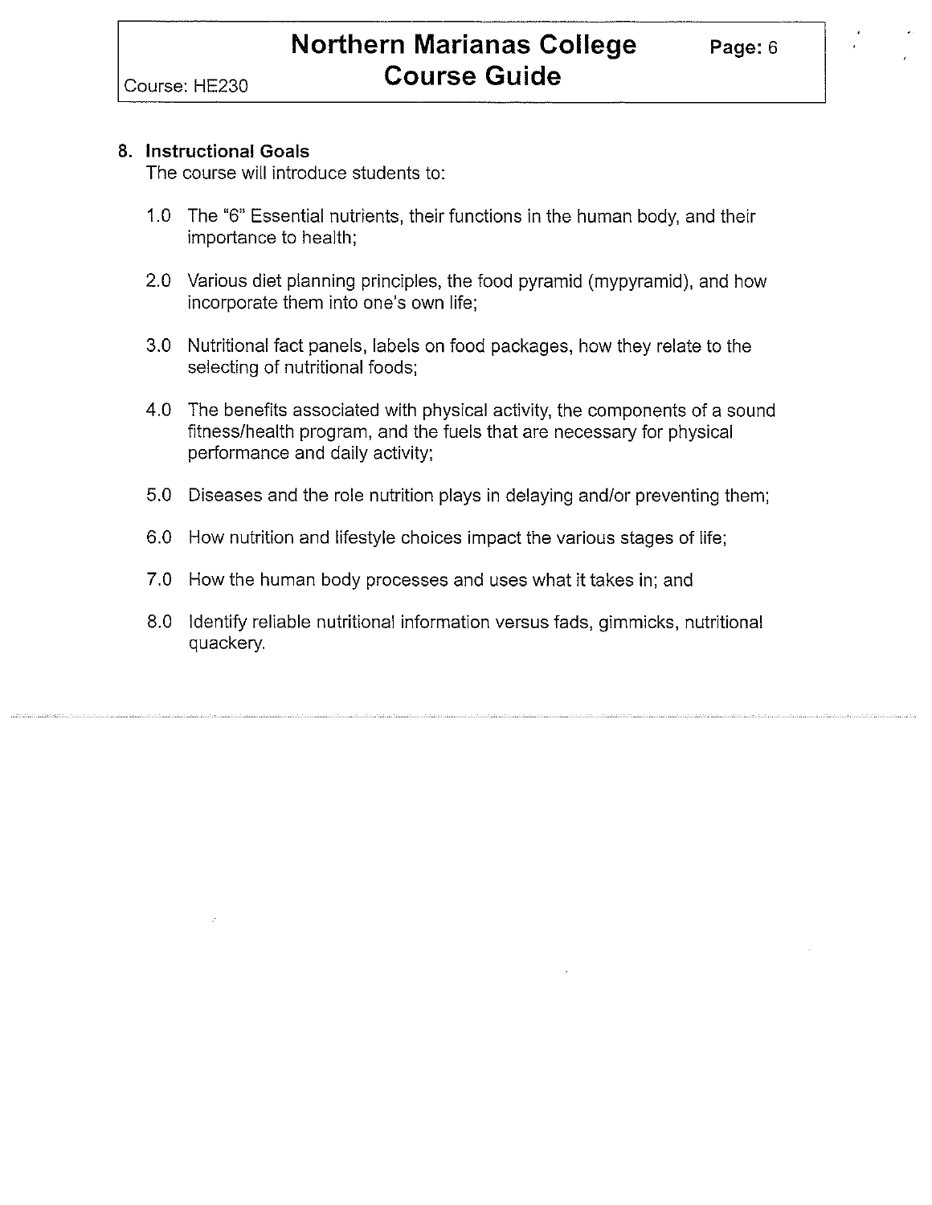## 8. Instructional Goals

The course will introduce students to:

1.0 The "6" Essential nutrients, their functions in the human body, and their importance to health;

2.0 Various diet planning principles, the food pyramid (mypyramid), and how incorporate them into one's own life;

3.0 Nutritional fact panels, labels on food packages, how they relate to the selecting of nutritional foods;

4.0 The benefits associated with physical activity, the components of a sound fitness/health program, and the fuels that are necessary for physical performance and daily activity;

5.0 Diseases and the role nutrition plays in delaying and/or preventing them;

6.0 How nutrition and lifestyle choices impact the various stages of life;

7.0 How the human body processes and uses what it takes in; and

8.0 Identify reliable nutritional information versus fads, gimmicks, nutritional quackery.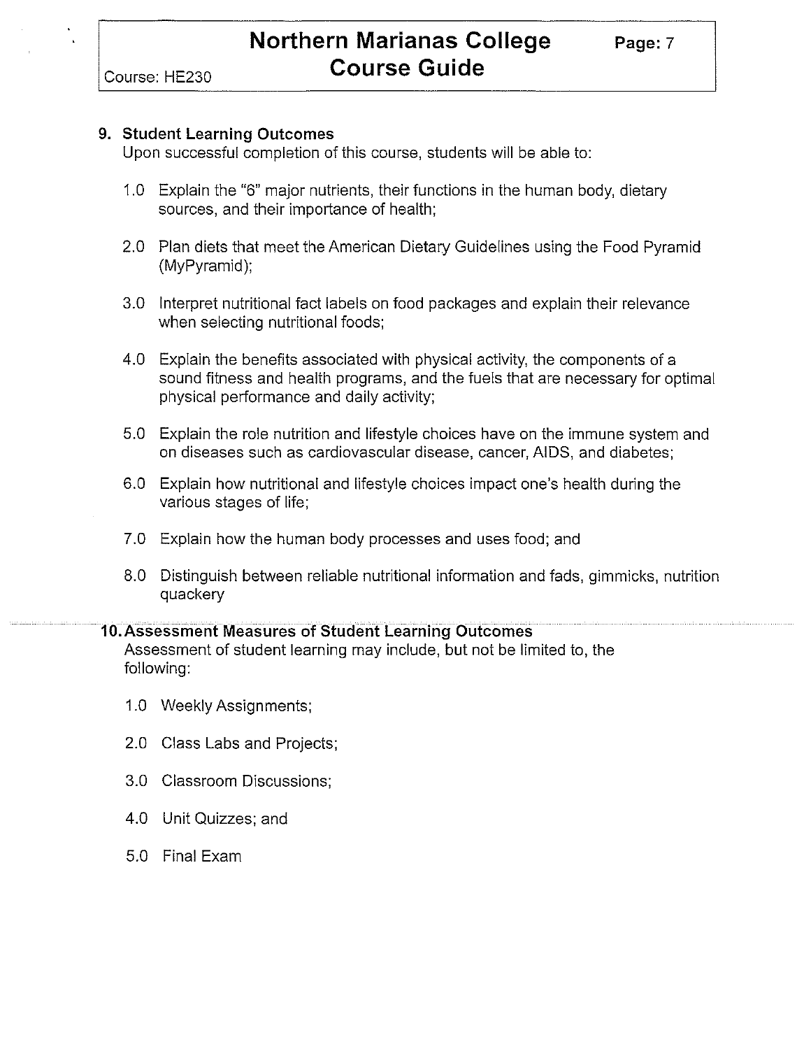## 9. Student Learning Outcomes

Upon successful completion of this course, students will be able to:

1.0 Explain the "6" major nutrients, their functions in the human body, dietary sources, and their importance of health;

2.0 Plan diets that meet the American Dietary Guidelines using the Food Pyramid (MyPyramid);

3.0 Interpret nutritional fact labels on food packages and explain their relevance when selecting nutritional foods;

4.0 Explain the benefits associated with physical activity, the components of a sound fitness and health programs, and the fuels that are necessary for optimal physical performance and daily activity;

5.0 Explain the role nutrition and lifestyle choices have on the immune system and on diseases such as cardiovascular disease, cancer, AIDS, and diabetes;

6.0 Explain how nutritional and lifestyle choices impact one's health during the various stages of life;

7.0 Explain how the human body processes and uses food; and

8.0 Distinguish between reliable nutritional information and fads, gimmicks, nutrition quackery

## 10. Assessment Measures of Student Learning Outcomes

Assessment of student learning may include, but not be limited to, the following:

1.0 Weekly Assignments;

2.0 Class Labs and Projects;

3.0 Classroom Discussions;

4.0 Unit Quizzes; and

5.0 Final Exam